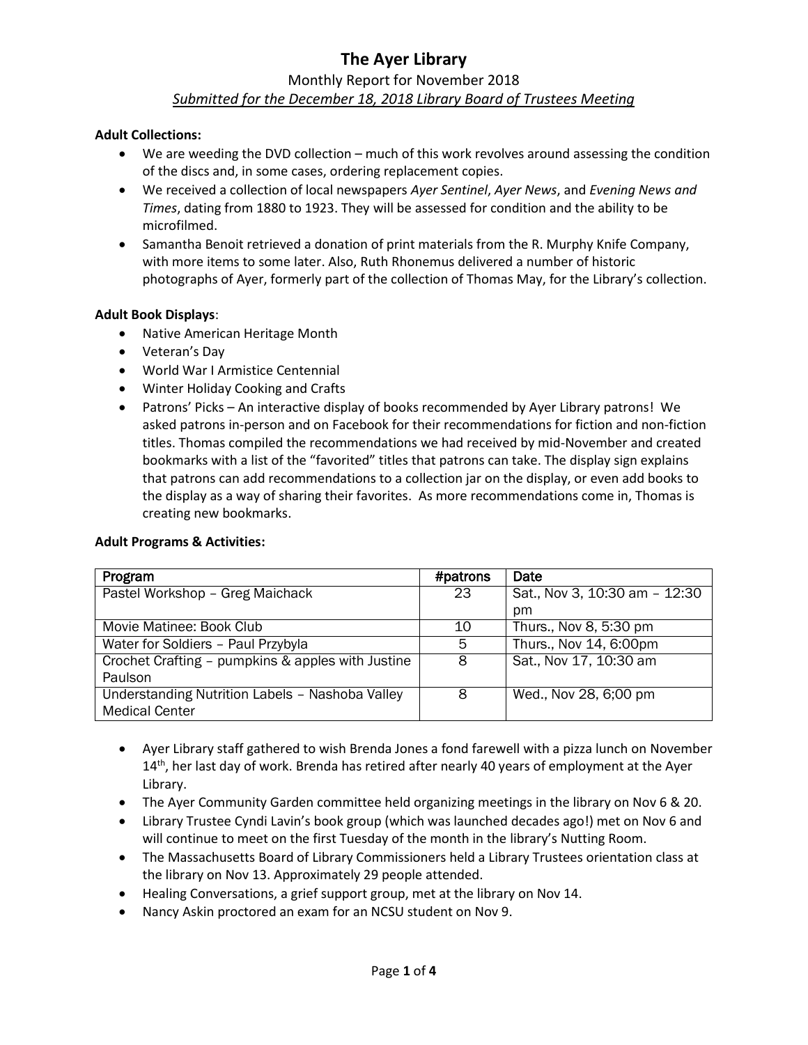# The Ayer Library

Monthly Report for November 2018

*Submitted for the December 18, 2018 Library Board of Trustees Meeting*

**Adult Collections:**

- We are weeding the DVD collection – much of this work revolves around assessing the condition of the discs and, in some cases, ordering replacement copies.
- We received a collection of local newspapers *Ayer Sentinel*, *Ayer News*, and *Evening News and Times*, dating from 1880 to 1923. They will be assessed for condition and the ability to be microfilmed.
- Samantha Benoit retrieved a donation of print materials from the R. Murphy Knife Company, with more items to some later. Also, Ruth Rhonemus delivered a number of historic photographs of Ayer, formerly part of the collection of Thomas May, for the Library's collection.

**Adult Book Displays**:

- Native American Heritage Month
- Veteran's Day
- World War I Armistice Centennial
- Winter Holiday Cooking and Crafts
- Patrons' Picks – An interactive display of books recommended by Ayer Library patrons! We asked patrons in-person and on Facebook for their recommendations for fiction and non-fiction titles. Thomas compiled the recommendations we had received by mid-November and created bookmarks with a list of the "favorited" titles that patrons can take. The display sign explains that patrons can add recommendations to a collection jar on the display, or even add books to the display as a way of sharing their favorites. As more recommendations come in, Thomas is creating new bookmarks.

**Adult Programs & Activities:**

| Program | #patrons | Date |
|---|---|---|
| Pastel Workshop – Greg Maichack | 23 | Sat., Nov 3, 10:30 am – 12:30 pm |
| Movie Matinee: Book Club | 10 | Thurs., Nov 8, 5:30 pm |
| Water for Soldiers – Paul Przybyla | 5 | Thurs., Nov 14, 6:00pm |
| Crochet Crafting – pumpkins & apples with Justine Paulson | 8 | Sat., Nov 17, 10:30 am |
| Understanding Nutrition Labels – Nashoba Valley Medical Center | 8 | Wed., Nov 28, 6;00 pm |

- Ayer Library staff gathered to wish Brenda Jones a fond farewell with a pizza lunch on November 14th, her last day of work. Brenda has retired after nearly 40 years of employment at the Ayer Library.
- The Ayer Community Garden committee held organizing meetings in the library on Nov 6 & 20.
- Library Trustee Cyndi Lavin's book group (which was launched decades ago!) met on Nov 6 and will continue to meet on the first Tuesday of the month in the library's Nutting Room.
- The Massachusetts Board of Library Commissioners held a Library Trustees orientation class at the library on Nov 13. Approximately 29 people attended.
- Healing Conversations, a grief support group, met at the library on Nov 14.
- Nancy Askin proctored an exam for an NCSU student on Nov 9.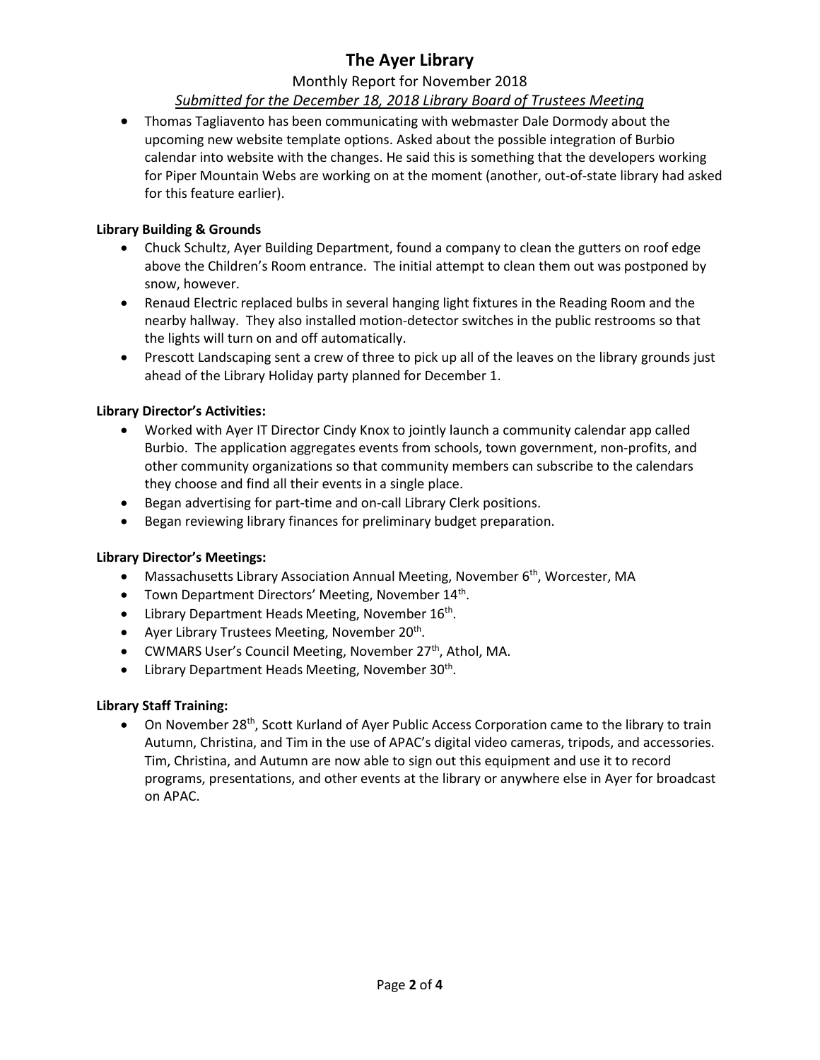- Thomas Tagliavento has been communicating with webmaster Dale Dormody about the upcoming new website template options. Asked about the possible integration of Burbio calendar into website with the changes. He said this is something that the developers working for Piper Mountain Webs are working on at the moment (another, out-of-state library had asked for this feature earlier).

**Library Building & Grounds**

- Chuck Schultz, Ayer Building Department, found a company to clean the gutters on roof edge above the Children's Room entrance. The initial attempt to clean them out was postponed by snow, however.
- Renaud Electric replaced bulbs in several hanging light fixtures in the Reading Room and the nearby hallway. They also installed motion-detector switches in the public restrooms so that the lights will turn on and off automatically.
- Prescott Landscaping sent a crew of three to pick up all of the leaves on the library grounds just ahead of the Library Holiday party planned for December 1.

**Library Director's Activities:**

- Worked with Ayer IT Director Cindy Knox to jointly launch a community calendar app called Burbio. The application aggregates events from schools, town government, non-profits, and other community organizations so that community members can subscribe to the calendars they choose and find all their events in a single place.
- Began advertising for part-time and on-call Library Clerk positions.
- Began reviewing library finances for preliminary budget preparation.

**Library Director's Meetings:**

- Massachusetts Library Association Annual Meeting, November 6th, Worcester, MA
- Town Department Directors' Meeting, November 14th.
- Library Department Heads Meeting, November 16th.
- Ayer Library Trustees Meeting, November 20th.
- CWMARS User's Council Meeting, November 27th, Athol, MA.
- Library Department Heads Meeting, November 30th.

**Library Staff Training:**

- On November 28th, Scott Kurland of Ayer Public Access Corporation came to the library to train Autumn, Christina, and Tim in the use of APAC's digital video cameras, tripods, and accessories. Tim, Christina, and Autumn are now able to sign out this equipment and use it to record programs, presentations, and other events at the library or anywhere else in Ayer for broadcast on APAC.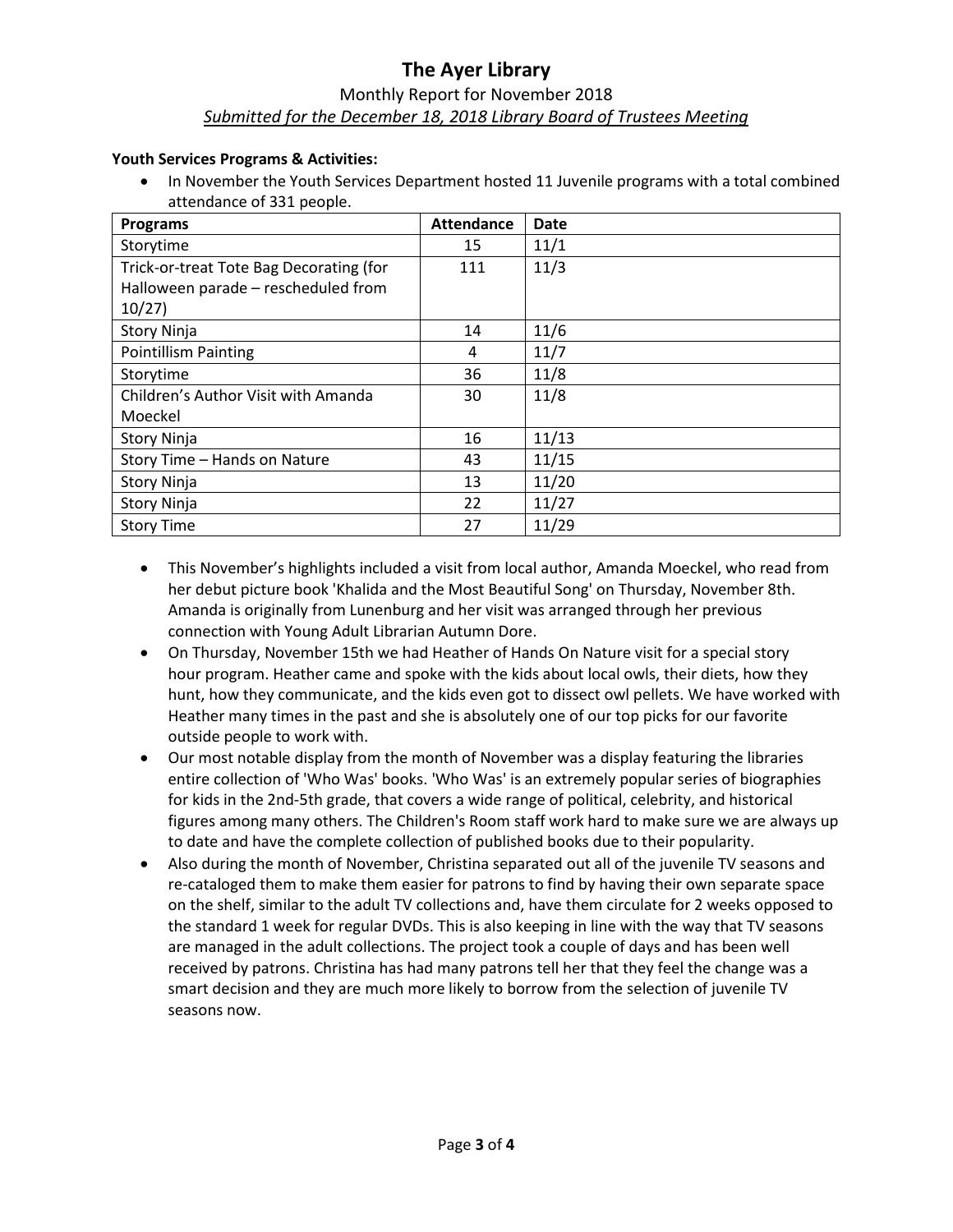# The Ayer Library

Monthly Report for November 2018

*Submitted for the December 18, 2018 Library Board of Trustees Meeting*

**Youth Services Programs & Activities:**

- In November the Youth Services Department hosted 11 Juvenile programs with a total combined attendance of 331 people.

| Programs | Attendance | Date |
|---|---|---|
| Storytime | 15 | 11/1 |
| Trick-or-treat Tote Bag Decorating (for Halloween parade – rescheduled from 10/27) | 111 | 11/3 |
| Story Ninja | 14 | 11/6 |
| Pointillism Painting | 4 | 11/7 |
| Storytime | 36 | 11/8 |
| Children's Author Visit with Amanda Moeckel | 30 | 11/8 |
| Story Ninja | 16 | 11/13 |
| Story Time – Hands on Nature | 43 | 11/15 |
| Story Ninja | 13 | 11/20 |
| Story Ninja | 22 | 11/27 |
| Story Time | 27 | 11/29 |

- This November's highlights included a visit from local author, Amanda Moeckel, who read from her debut picture book 'Khalida and the Most Beautiful Song' on Thursday, November 8th. Amanda is originally from Lunenburg and her visit was arranged through her previous connection with Young Adult Librarian Autumn Dore.
- On Thursday, November 15th we had Heather of Hands On Nature visit for a special story hour program. Heather came and spoke with the kids about local owls, their diets, how they hunt, how they communicate, and the kids even got to dissect owl pellets. We have worked with Heather many times in the past and she is absolutely one of our top picks for our favorite outside people to work with.
- Our most notable display from the month of November was a display featuring the libraries entire collection of 'Who Was' books. 'Who Was' is an extremely popular series of biographies for kids in the 2nd-5th grade, that covers a wide range of political, celebrity, and historical figures among many others. The Children's Room staff work hard to make sure we are always up to date and have the complete collection of published books due to their popularity.
- Also during the month of November, Christina separated out all of the juvenile TV seasons and re-cataloged them to make them easier for patrons to find by having their own separate space on the shelf, similar to the adult TV collections and, have them circulate for 2 weeks opposed to the standard 1 week for regular DVDs. This is also keeping in line with the way that TV seasons are managed in the adult collections. The project took a couple of days and has been well received by patrons. Christina has had many patrons tell her that they feel the change was a smart decision and they are much more likely to borrow from the selection of juvenile TV seasons now.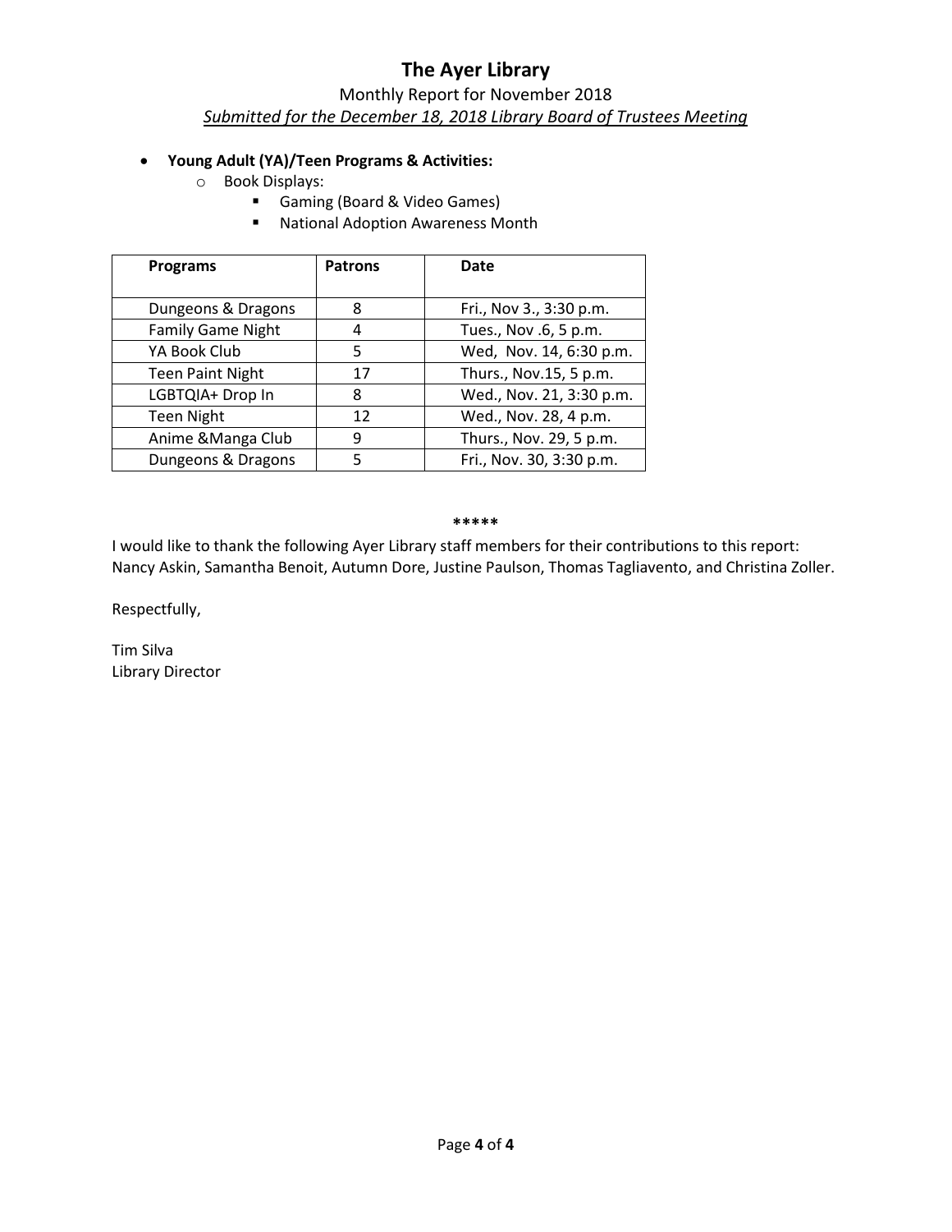# The Ayer Library

Monthly Report for November 2018

*Submitted for the December 18, 2018 Library Board of Trustees Meeting*

- **Young Adult (YA)/Teen Programs & Activities:**
  - Book Displays:
    - Gaming (Board & Video Games)
    - National Adoption Awareness Month

| Programs | Patrons | Date |
|---|---|---|
| Dungeons & Dragons | 8 | Fri., Nov 3., 3:30 p.m. |
| Family Game Night | 4 | Tues., Nov .6, 5 p.m. |
| YA Book Club | 5 | Wed, Nov. 14, 6:30 p.m. |
| Teen Paint Night | 17 | Thurs., Nov.15, 5 p.m. |
| LGBTQIA+ Drop In | 8 | Wed., Nov. 21, 3:30 p.m. |
| Teen Night | 12 | Wed., Nov. 28, 4 p.m. |
| Anime &Manga Club | 9 | Thurs., Nov. 29, 5 p.m. |
| Dungeons & Dragons | 5 | Fri., Nov. 30, 3:30 p.m. |

*****

I would like to thank the following Ayer Library staff members for their contributions to this report: Nancy Askin, Samantha Benoit, Autumn Dore, Justine Paulson, Thomas Tagliavento, and Christina Zoller.

Respectfully,

Tim Silva
Library Director